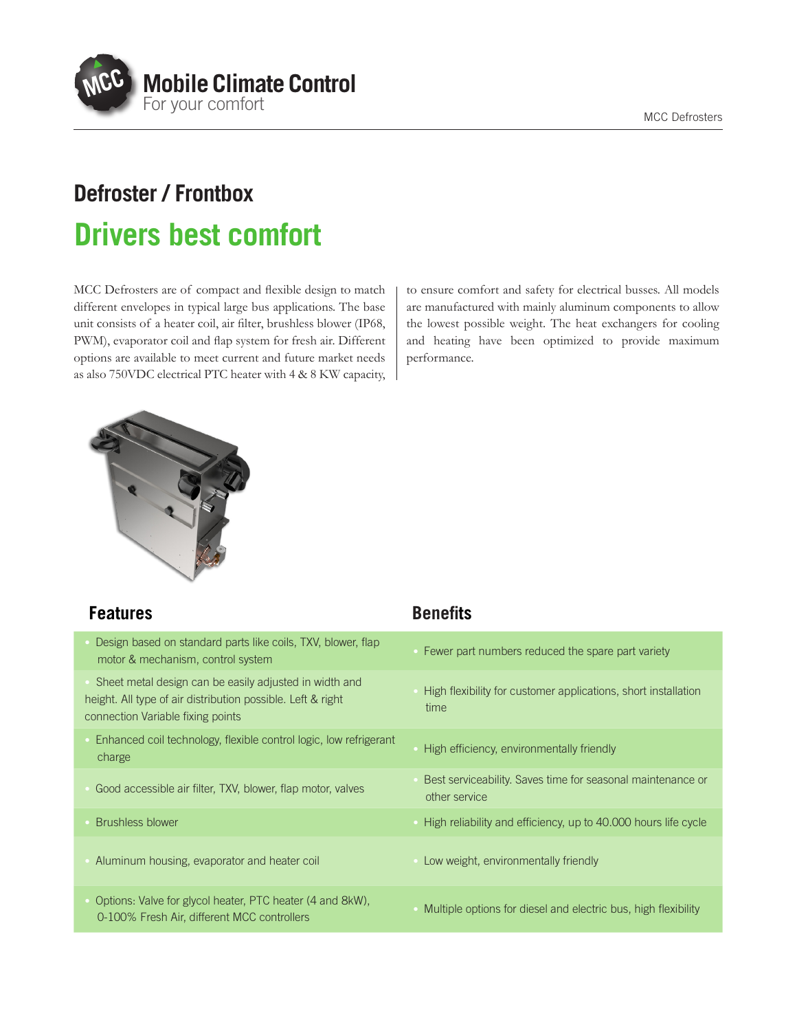Mobile Climate Control
For your comfort

MCC Defrosters

## Defroster / Frontbox

# Drivers best comfort

MCC Defrosters are of compact and flexible design to match different envelopes in typical large bus applications. The base unit consists of a heater coil, air filter, brushless blower (IP68, PWM), evaporator coil and flap system for fresh air. Different options are available to meet current and future market needs as also 750VDC electrical PTC heater with 4 & 8 KW capacity, to ensure comfort and safety for electrical busses. All models are manufactured with mainly aluminum components to allow the lowest possible weight. The heat exchangers for cooling and heating have been optimized to provide maximum performance.

| Features | Benefits |
| --- | --- |
| • Design based on standard parts like coils, TXV, blower, flap motor & mechanism, control system | • Fewer part numbers reduced the spare part variety |
| • Sheet metal design can be easily adjusted in width and height. All type of air distribution possible. Left & right connection Variable fixing points | • High flexibility for customer applications, short installation time |
| • Enhanced coil technology, flexible control logic, low refrigerant charge | • High efficiency, environmentally friendly |
| • Good accessible air filter, TXV, blower, flap motor, valves | • Best serviceability. Saves time for seasonal maintenance or other service |
| • Brushless blower | • High reliability and efficiency, up to 40.000 hours life cycle |
| • Aluminum housing, evaporator and heater coil | • Low weight, environmentally friendly |
| • Options: Valve for glycol heater, PTC heater (4 and 8kW), 0-100% Fresh Air, different MCC controllers | • Multiple options for diesel and electric bus, high flexibility |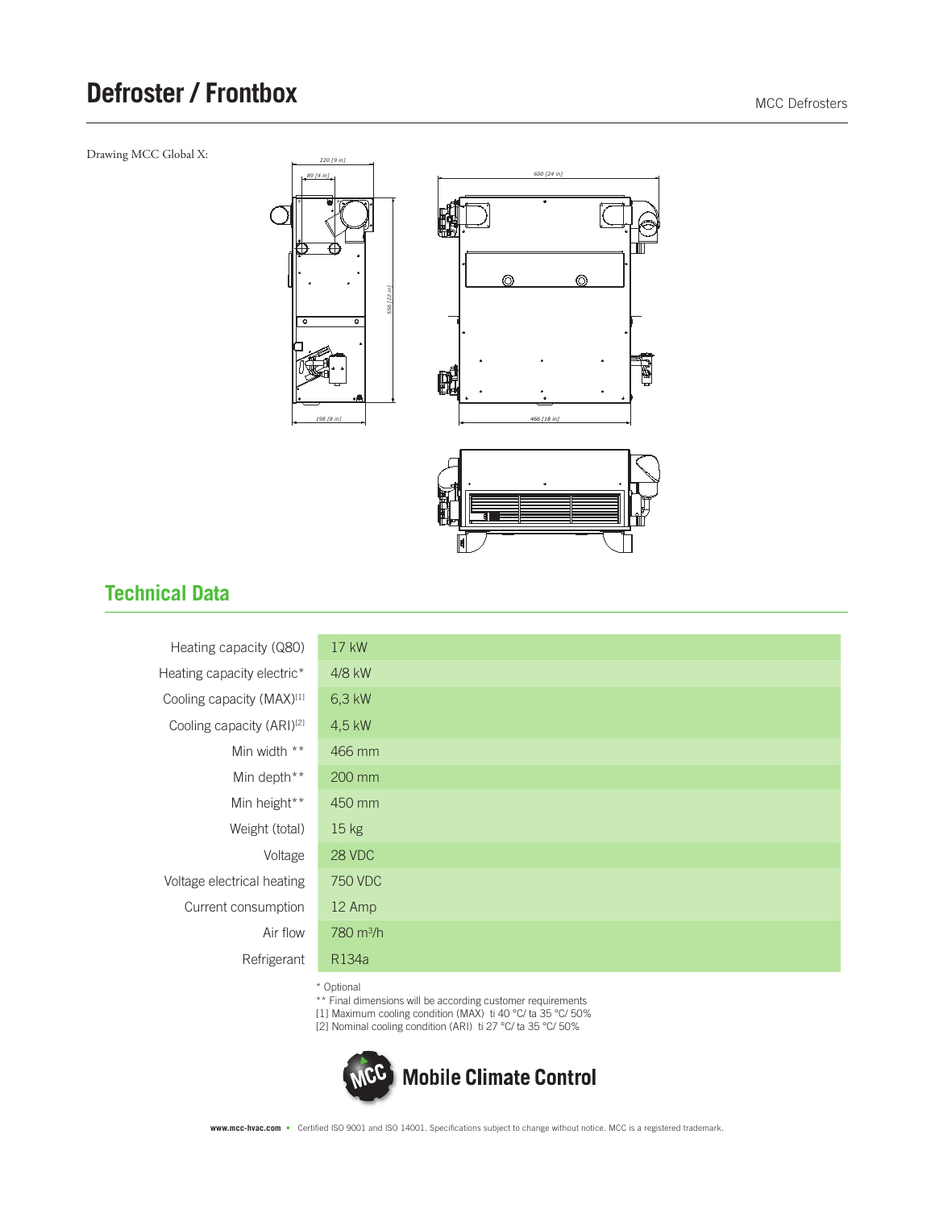# Defroster / Frontbox

Drawing MCC Global X:

## Technical Data

| | |
|---|---|
| Heating capacity (Q80) | 17 kW |
| Heating capacity electric* | 4/8 kW |
| Cooling capacity (MAX)[1] | 6,3 kW |
| Cooling capacity (ARI)[2] | 4,5 kW |
| Min width ** | 466 mm |
| Min depth** | 200 mm |
| Min height** | 450 mm |
| Weight (total) | 15 kg |
| Voltage | 28 VDC |
| Voltage electrical heating | 750 VDC |
| Current consumption | 12 Amp |
| Air flow | 780 $m^3$/h |
| Refrigerant | R134a |

\* Optional
\*\* Final dimensions will be according customer requirements
[1] Maximum cooling condition (MAX) ti 40 °C/ ta 35 °C/ 50%
[2] Nominal cooling condition (ARI) ti 27 °C/ ta 35 °C/ 50%

**Mobile Climate Control**

**www.mcc-hvac.com** • Certified ISO 9001 and ISO 14001. Specifications subject to change without notice. MCC is a registered trademark.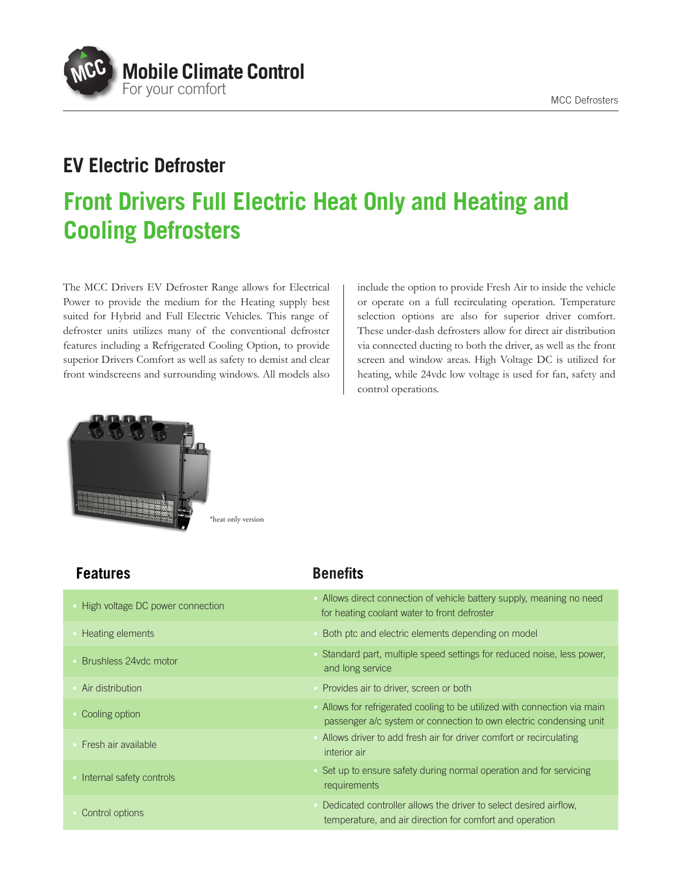# EV Electric Defroster

## Front Drivers Full Electric Heat Only and Heating and Cooling Defrosters

The MCC Drivers EV Defroster Range allows for Electrical Power to provide the medium for the Heating supply best suited for Hybrid and Full Electric Vehicles. This range of defroster units utilizes many of the conventional defroster features including a Refrigerated Cooling Option, to provide superior Drivers Comfort as well as safety to demist and clear front windscreens and surrounding windows. All models also include the option to provide Fresh Air to inside the vehicle or operate on a full recirculating operation. Temperature selection options are also for superior driver comfort. These under-dash defrosters allow for direct air distribution via connected ducting to both the driver, as well as the front screen and window areas. High Voltage DC is utilized for heating, while 24vdc low voltage is used for fan, safety and control operations.

*heat only version

| Features | Benefits |
| --- | --- |
| High voltage DC power connection | Allows direct connection of vehicle battery supply, meaning no need for heating coolant water to front defroster |
| Heating elements | Both ptc and electric elements depending on model |
| Brushless 24vdc motor | Standard part, multiple speed settings for reduced noise, less power, and long service |
| Air distribution | Provides air to driver, screen or both |
| Cooling option | Allows for refrigerated cooling to be utilized with connection via main passenger a/c system or connection to own electric condensing unit |
| Fresh air available | Allows driver to add fresh air for driver comfort or recirculating interior air |
| Internal safety controls | Set up to ensure safety during normal operation and for servicing requirements |
| Control options | Dedicated controller allows the driver to select desired airflow, temperature, and air direction for comfort and operation |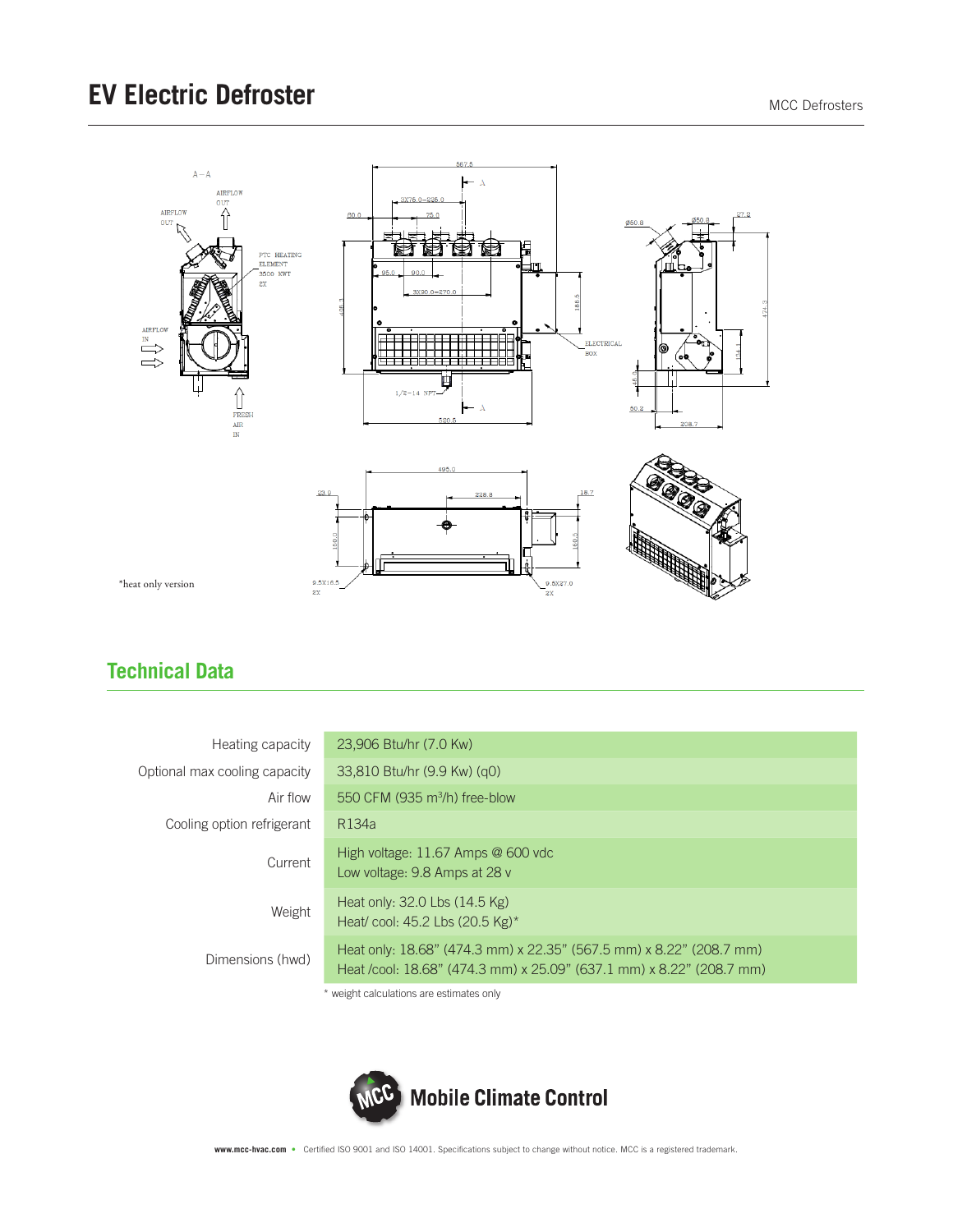# EV Electric Defroster

*heat only version

## Technical Data

| | |
|---|---|
| Heating capacity | 23,906 Btu/hr (7.0 Kw) |
| Optional max cooling capacity | 33,810 Btu/hr (9.9 Kw) (q0) |
| Air flow | 550 CFM (935 m³/h) free-blow |
| Cooling option refrigerant | R134a |
| Current | High voltage: 11.67 Amps @ 600 vdc<br>Low voltage: 9.8 Amps at 28 v |
| Weight | Heat only: 32.0 Lbs (14.5 Kg)<br>Heat/ cool: 45.2 Lbs (20.5 Kg)* |
| Dimensions (hwd) | Heat only: 18.68" (474.3 mm) x 22.35" (567.5 mm) x 8.22" (208.7 mm)<br>Heat /cool: 18.68" (474.3 mm) x 25.09" (637.1 mm) x 8.22" (208.7 mm) |

\* weight calculations are estimates only

Mobile Climate Control

www.mcc-hvac.com • Certified ISO 9001 and ISO 14001. Specifications subject to change without notice. MCC is a registered trademark.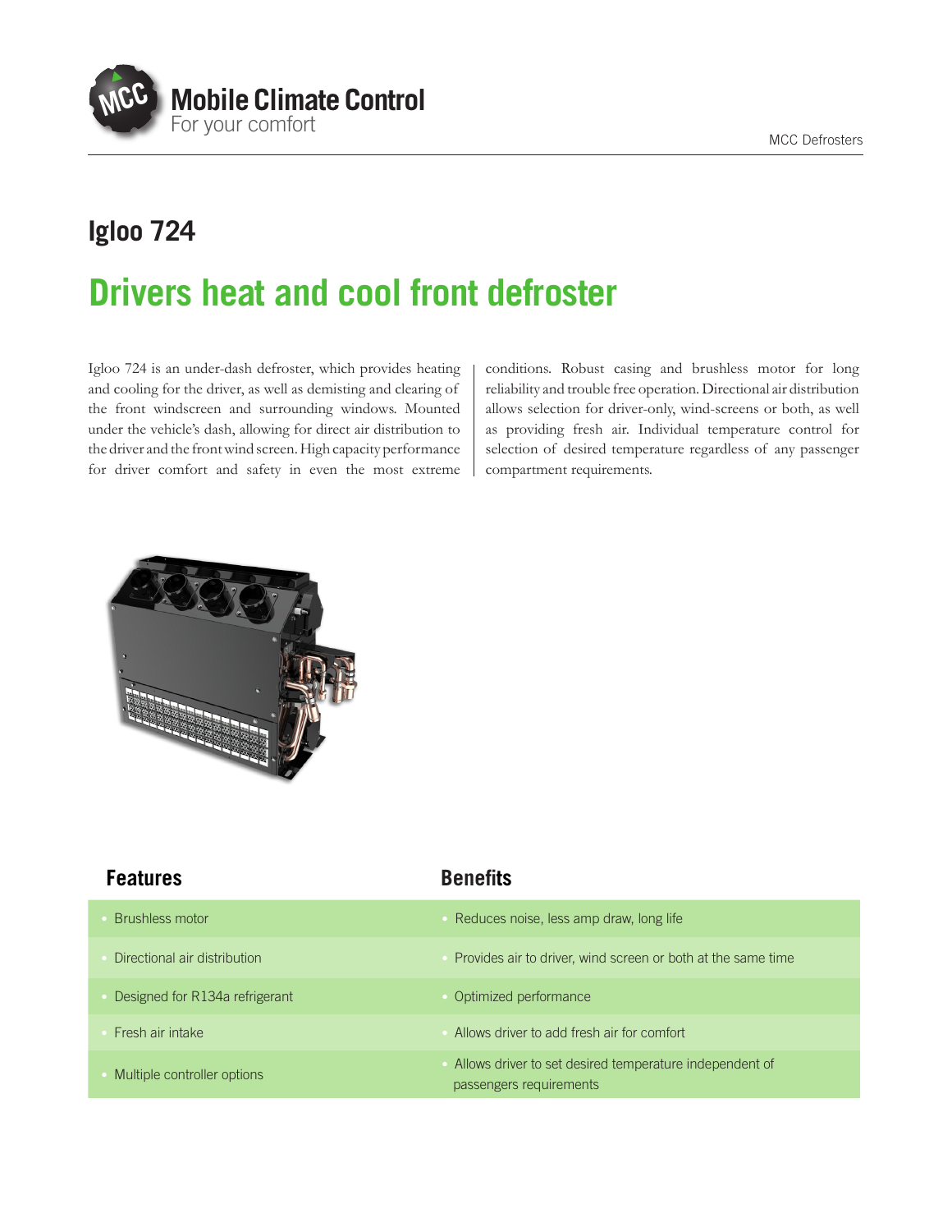# Igloo 724

## Drivers heat and cool front defroster

Igloo 724 is an under-dash defroster, which provides heating and cooling for the driver, as well as demisting and clearing of the front windscreen and surrounding windows. Mounted under the vehicle's dash, allowing for direct air distribution to the driver and the front wind screen. High capacity performance for driver comfort and safety in even the most extreme conditions. Robust casing and brushless motor for long reliability and trouble free operation. Directional air distribution allows selection for driver-only, wind-screens or both, as well as providing fresh air. Individual temperature control for selection of desired temperature regardless of any passenger compartment requirements.

| Features | Benefits |
|---|---|
| Brushless motor | Reduces noise, less amp draw, long life |
| Directional air distribution | Provides air to driver, wind screen or both at the same time |
| Designed for R134a refrigerant | Optimized performance |
| Fresh air intake | Allows driver to add fresh air for comfort |
| Multiple controller options | Allows driver to set desired temperature independent of passengers requirements |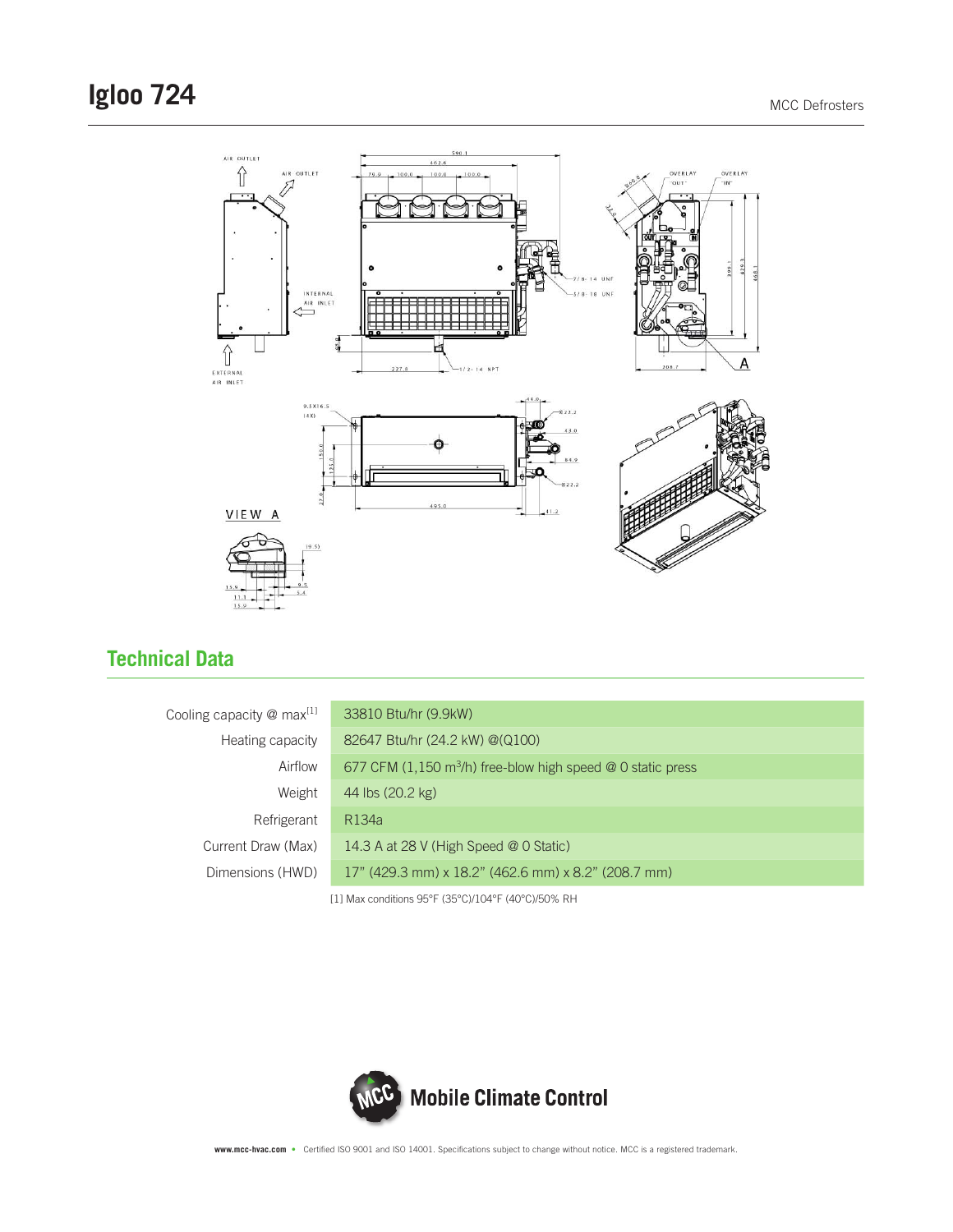# Igloo 724

MCC Defrosters

AIR OUTLET

AIR OUTLET

INTERNAL AIR INLET

EXTERNAL AIR INLET

590.1

462.6

79.9

100.0

100.0

100.0

7/8-14 UNF

5/8-18 UNF

1/2-14 NPT

227.8

OVERLAY "OUT"

OVERLAY "IN"

399.1

429.3

468.1

208.7

A

9.5X16.5 (4X)

44.0

Ø23.2

43.0

84.9

Ø22.2

495.0

41.2

VIEW A

## Technical Data

| | |
|---|---|
| Cooling capacity @ max[1] | 33810 Btu/hr (9.9kW) |
| Heating capacity | 82647 Btu/hr (24.2 kW) @(Q100) |
| Airflow | 677 CFM (1,150 $m^3$/h) free-blow high speed @ 0 static press |
| Weight | 44 lbs (20.2 kg) |
| Refrigerant | R134a |
| Current Draw (Max) | 14.3 A at 28 V (High Speed @ 0 Static) |
| Dimensions (HWD) | 17" (429.3 mm) x 18.2" (462.6 mm) x 8.2" (208.7 mm) |

[1] Max conditions 95°F (35°C)/104°F (40°C)/50% RH

Mobile Climate Control

www.mcc-hvac.com • Certified ISO 9001 and ISO 14001. Specifications subject to change without notice. MCC is a registered trademark.